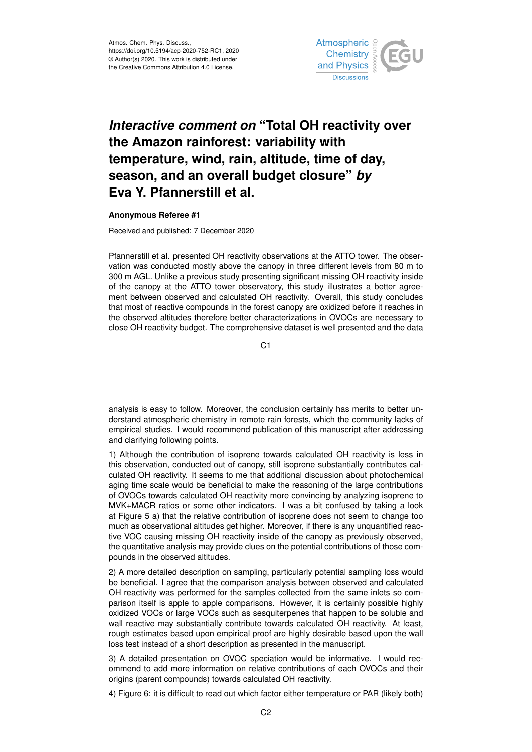Atmos. Chem. Phys. Discuss.,
https://doi.org/10.5194/acp-2020-752-RC1, 2020
© Author(s) 2020. This work is distributed under
the Creative Commons Attribution 4.0 License.

# *Interactive comment on* "Total OH reactivity over the Amazon rainforest: variability with temperature, wind, rain, altitude, time of day, season, and an overall budget closure" *by* Eva Y. Pfannerstill et al.

**Anonymous Referee #1**

Received and published: 7 December 2020

Pfannerstill et al. presented OH reactivity observations at the ATTO tower. The observation was conducted mostly above the canopy in three different levels from 80 m to 300 m AGL. Unlike a previous study presenting significant missing OH reactivity inside of the canopy at the ATTO tower observatory, this study illustrates a better agreement between observed and calculated OH reactivity. Overall, this study concludes that most of reactive compounds in the forest canopy are oxidized before it reaches in the observed altitudes therefore better characterizations in OVOCs are necessary to close OH reactivity budget. The comprehensive dataset is well presented and the data analysis is easy to follow. Moreover, the conclusion certainly has merits to better understand atmospheric chemistry in remote rain forests, which the community lacks of empirical studies. I would recommend publication of this manuscript after addressing and clarifying following points.

1) Although the contribution of isoprene towards calculated OH reactivity is less in this observation, conducted out of canopy, still isoprene substantially contributes calculated OH reactivity. It seems to me that additional discussion about photochemical aging time scale would be beneficial to make the reasoning of the large contributions of OVOCs towards calculated OH reactivity more convincing by analyzing isoprene to MVK+MACR ratios or some other indicators. I was a bit confused by taking a look at Figure 5 a) that the relative contribution of isoprene does not seem to change too much as observational altitudes get higher. Moreover, if there is any unquantified reactive VOC causing missing OH reactivity inside of the canopy as previously observed, the quantitative analysis may provide clues on the potential contributions of those compounds in the observed altitudes.

2) A more detailed description on sampling, particularly potential sampling loss would be beneficial. I agree that the comparison analysis between observed and calculated OH reactivity was performed for the samples collected from the same inlets so comparison itself is apple to apple comparisons. However, it is certainly possible highly oxidized VOCs or large VOCs such as sesquiterpenes that happen to be soluble and wall reactive may substantially contribute towards calculated OH reactivity. At least, rough estimates based upon empirical proof are highly desirable based upon the wall loss test instead of a short description as presented in the manuscript.

3) A detailed presentation on OVOC speciation would be informative. I would recommend to add more information on relative contributions of each OVOCs and their origins (parent compounds) towards calculated OH reactivity.

4) Figure 6: it is difficult to read out which factor either temperature or PAR (likely both)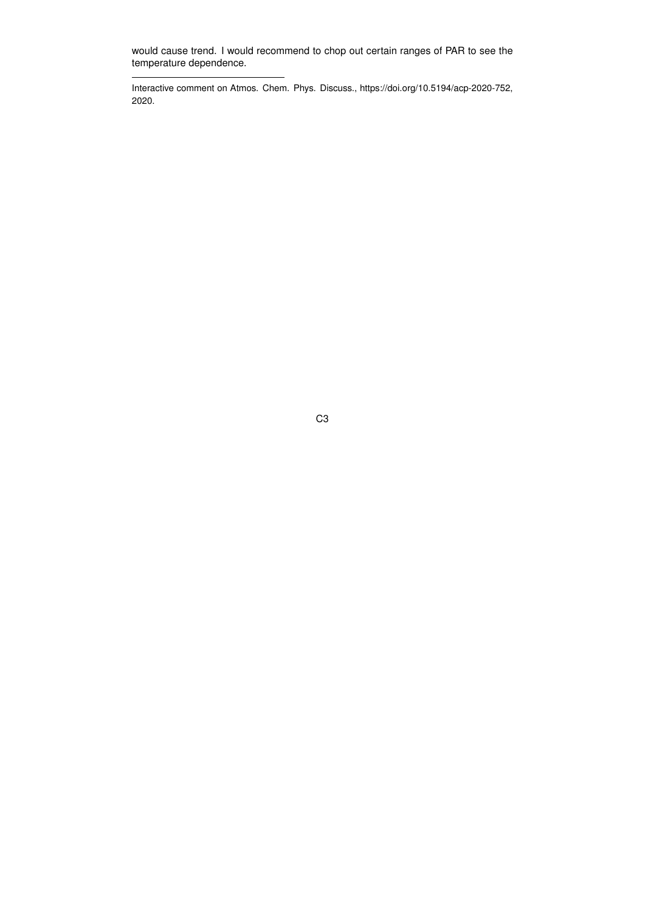would cause trend. I would recommend to chop out certain ranges of PAR to see the temperature dependence.

---

Interactive comment on Atmos. Chem. Phys. Discuss., https://doi.org/10.5194/acp-2020-752, 2020.